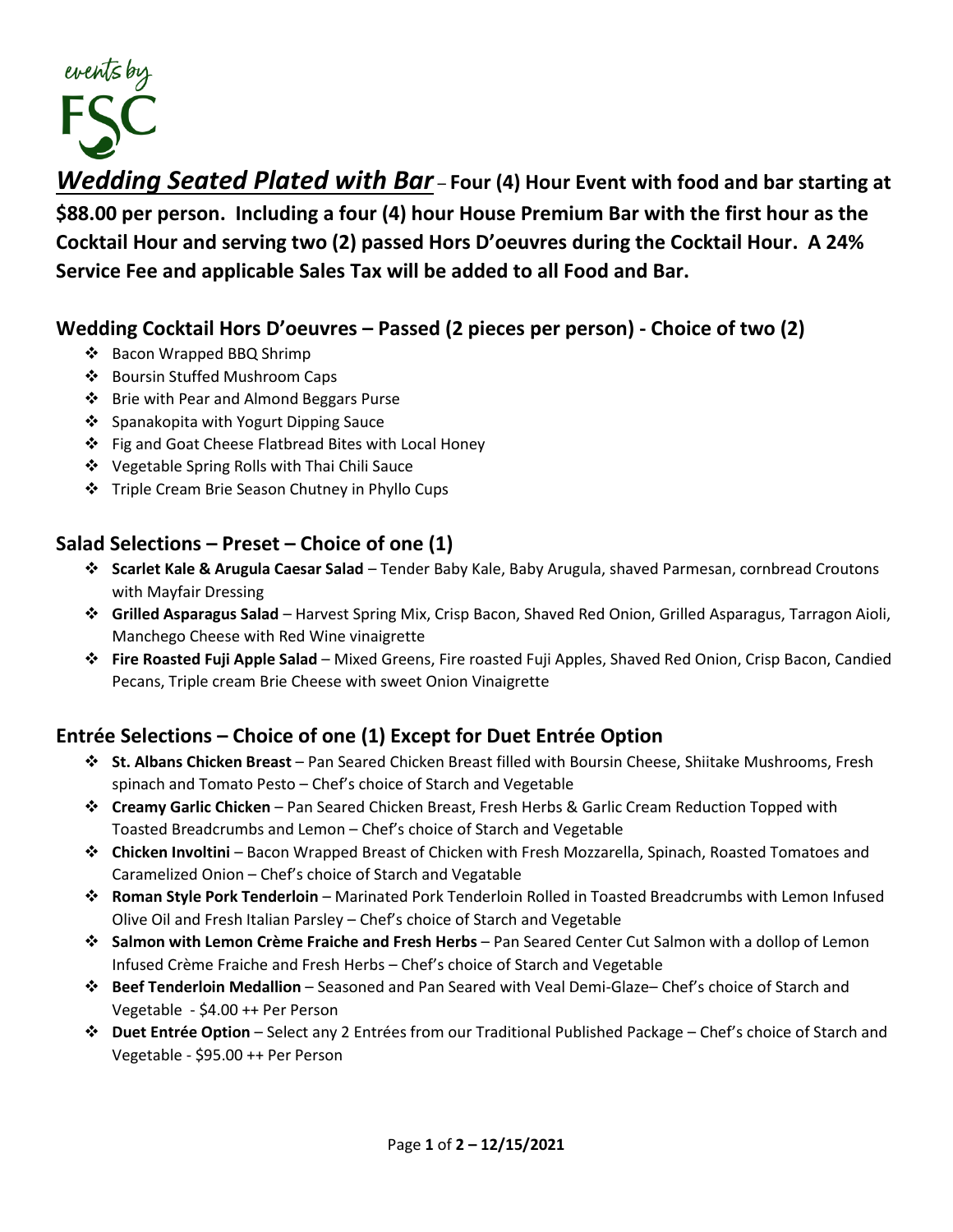events by FSC

***Wedding Seated Plated with Bar*** – **Four (4) Hour Event with food and bar starting at $88.00 per person. Including a four (4) hour House Premium Bar with the first hour as the Cocktail Hour and serving two (2) passed Hors D'oeuvres during the Cocktail Hour. A 24% Service Fee and applicable Sales Tax will be added to all Food and Bar.**

## Wedding Cocktail Hors D'oeuvres – Passed (2 pieces per person) - Choice of two (2)

- Bacon Wrapped BBQ Shrimp
- Boursin Stuffed Mushroom Caps
- Brie with Pear and Almond Beggars Purse
- Spanakopita with Yogurt Dipping Sauce
- Fig and Goat Cheese Flatbread Bites with Local Honey
- Vegetable Spring Rolls with Thai Chili Sauce
- Triple Cream Brie Season Chutney in Phyllo Cups

## Salad Selections – Preset – Choice of one (1)

- **Scarlet Kale & Arugula Caesar Salad** – Tender Baby Kale, Baby Arugula, shaved Parmesan, cornbread Croutons with Mayfair Dressing
- **Grilled Asparagus Salad** – Harvest Spring Mix, Crisp Bacon, Shaved Red Onion, Grilled Asparagus, Tarragon Aioli, Manchego Cheese with Red Wine vinaigrette
- **Fire Roasted Fuji Apple Salad** – Mixed Greens, Fire roasted Fuji Apples, Shaved Red Onion, Crisp Bacon, Candied Pecans, Triple cream Brie Cheese with sweet Onion Vinaigrette

## Entrée Selections – Choice of one (1) Except for Duet Entrée Option

- **St. Albans Chicken Breast** – Pan Seared Chicken Breast filled with Boursin Cheese, Shiitake Mushrooms, Fresh spinach and Tomato Pesto – Chef's choice of Starch and Vegetable
- **Creamy Garlic Chicken** – Pan Seared Chicken Breast, Fresh Herbs & Garlic Cream Reduction Topped with Toasted Breadcrumbs and Lemon – Chef's choice of Starch and Vegetable
- **Chicken Involtini** – Bacon Wrapped Breast of Chicken with Fresh Mozzarella, Spinach, Roasted Tomatoes and Caramelized Onion – Chef's choice of Starch and Vegatable
- **Roman Style Pork Tenderloin** – Marinated Pork Tenderloin Rolled in Toasted Breadcrumbs with Lemon Infused Olive Oil and Fresh Italian Parsley – Chef's choice of Starch and Vegetable
- **Salmon with Lemon Crème Fraiche and Fresh Herbs** – Pan Seared Center Cut Salmon with a dollop of Lemon Infused Crème Fraiche and Fresh Herbs – Chef's choice of Starch and Vegetable
- **Beef Tenderloin Medallion** – Seasoned and Pan Seared with Veal Demi-Glaze– Chef's choice of Starch and Vegetable - $4.00 ++ Per Person
- **Duet Entrée Option** – Select any 2 Entrées from our Traditional Published Package – Chef's choice of Starch and Vegetable - $95.00 ++ Per Person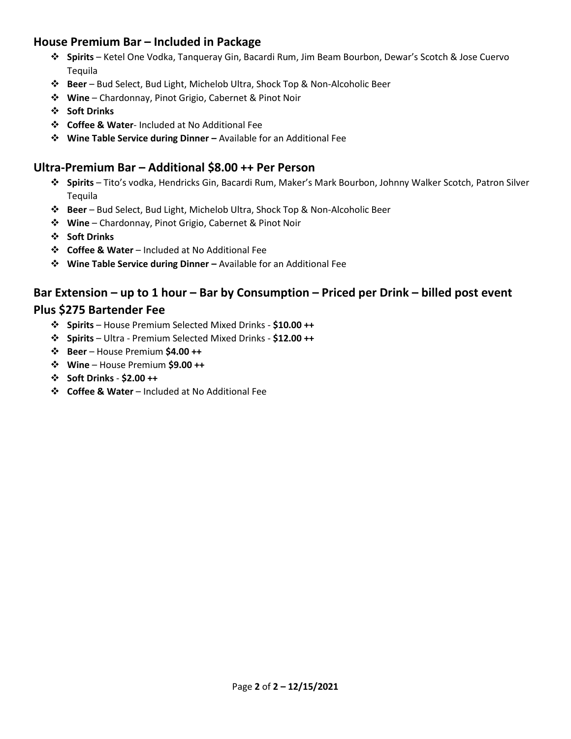## House Premium Bar – Included in Package

- **Spirits** – Ketel One Vodka, Tanqueray Gin, Bacardi Rum, Jim Beam Bourbon, Dewar's Scotch & Jose Cuervo Tequila
- **Beer** – Bud Select, Bud Light, Michelob Ultra, Shock Top & Non-Alcoholic Beer
- **Wine** – Chardonnay, Pinot Grigio, Cabernet & Pinot Noir
- **Soft Drinks**
- **Coffee & Water**- Included at No Additional Fee
- **Wine Table Service during Dinner –** Available for an Additional Fee

## Ultra-Premium Bar – Additional $8.00 ++ Per Person

- **Spirits** – Tito's vodka, Hendricks Gin, Bacardi Rum, Maker's Mark Bourbon, Johnny Walker Scotch, Patron Silver Tequila
- **Beer** – Bud Select, Bud Light, Michelob Ultra, Shock Top & Non-Alcoholic Beer
- **Wine** – Chardonnay, Pinot Grigio, Cabernet & Pinot Noir
- **Soft Drinks**
- **Coffee & Water** – Included at No Additional Fee
- **Wine Table Service during Dinner –** Available for an Additional Fee

## Bar Extension – up to 1 hour – Bar by Consumption – Priced per Drink – billed post event Plus $275 Bartender Fee

- **Spirits** – House Premium Selected Mixed Drinks - **$10.00 ++**
- **Spirits** – Ultra - Premium Selected Mixed Drinks - **$12.00 ++**
- **Beer** – House Premium **$4.00 ++**
- **Wine** – House Premium **$9.00 ++**
- **Soft Drinks** - **$2.00 ++**
- **Coffee & Water** – Included at No Additional Fee